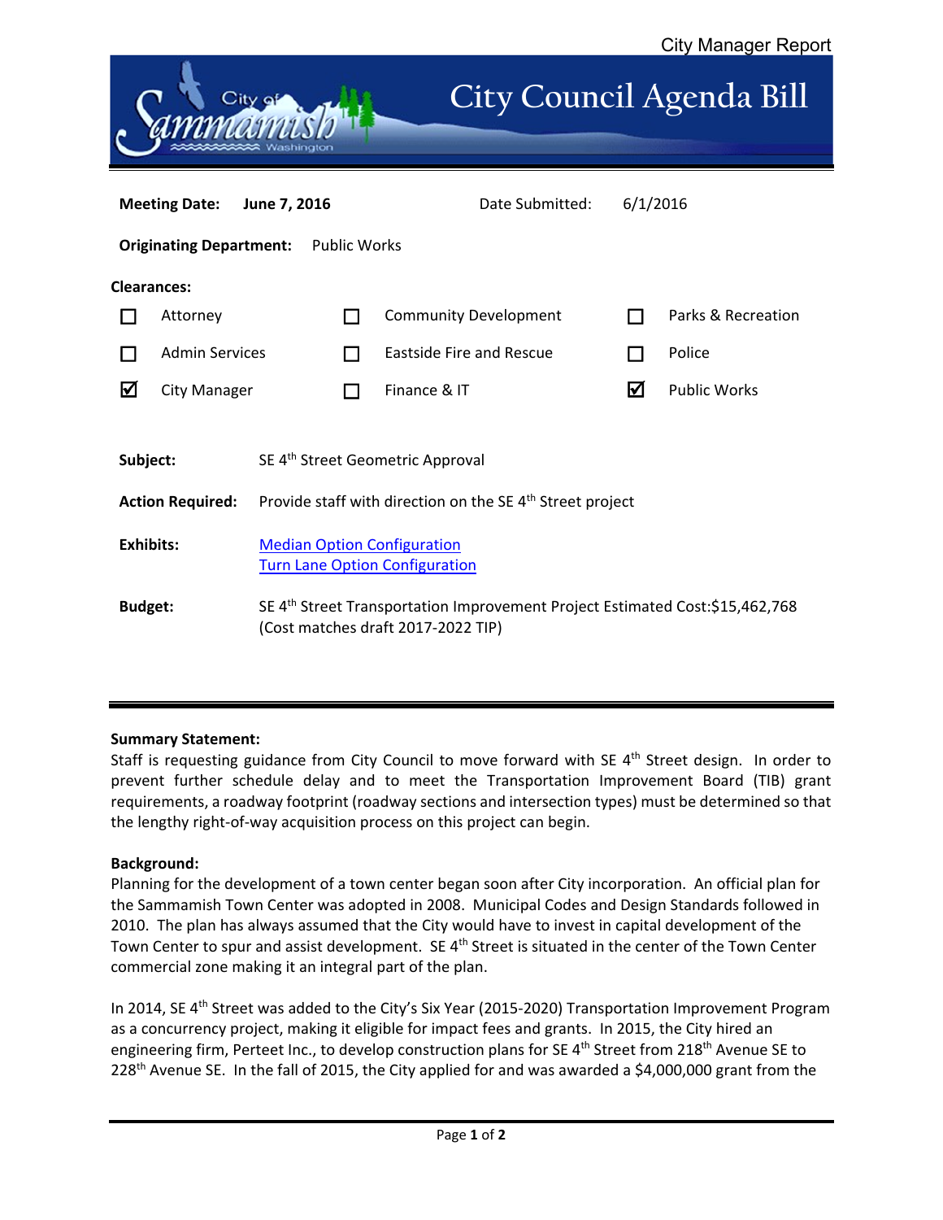City Manager Report

# City Council Agenda Bill

**Meeting Date:** **June 7, 2016** Date Submitted: 6/1/2016

**Originating Department:** Public Works

**Clearances:**

| | | |
|---|---|---|
| ☐ Attorney | ☐ Community Development | ☐ Parks & Recreation |
| ☐ Admin Services | ☐ Eastside Fire and Rescue | ☐ Police |
| ☑ City Manager | ☐ Finance & IT | ☑ Public Works |

**Subject:** SE 4th Street Geometric Approval

**Action Required:** Provide staff with direction on the SE 4th Street project

**Exhibits:** Median Option Configuration
Turn Lane Option Configuration

**Budget:** SE 4th Street Transportation Improvement Project Estimated Cost:$15,462,768 (Cost matches draft 2017-2022 TIP)

---

**Summary Statement:**

Staff is requesting guidance from City Council to move forward with SE 4th Street design. In order to prevent further schedule delay and to meet the Transportation Improvement Board (TIB) grant requirements, a roadway footprint (roadway sections and intersection types) must be determined so that the lengthy right-of-way acquisition process on this project can begin.

**Background:**

Planning for the development of a town center began soon after City incorporation. An official plan for the Sammamish Town Center was adopted in 2008. Municipal Codes and Design Standards followed in 2010. The plan has always assumed that the City would have to invest in capital development of the Town Center to spur and assist development. SE 4th Street is situated in the center of the Town Center commercial zone making it an integral part of the plan.

In 2014, SE 4th Street was added to the City's Six Year (2015-2020) Transportation Improvement Program as a concurrency project, making it eligible for impact fees and grants. In 2015, the City hired an engineering firm, Perteet Inc., to develop construction plans for SE 4th Street from 218th Avenue SE to 228th Avenue SE. In the fall of 2015, the City applied for and was awarded a $4,000,000 grant from the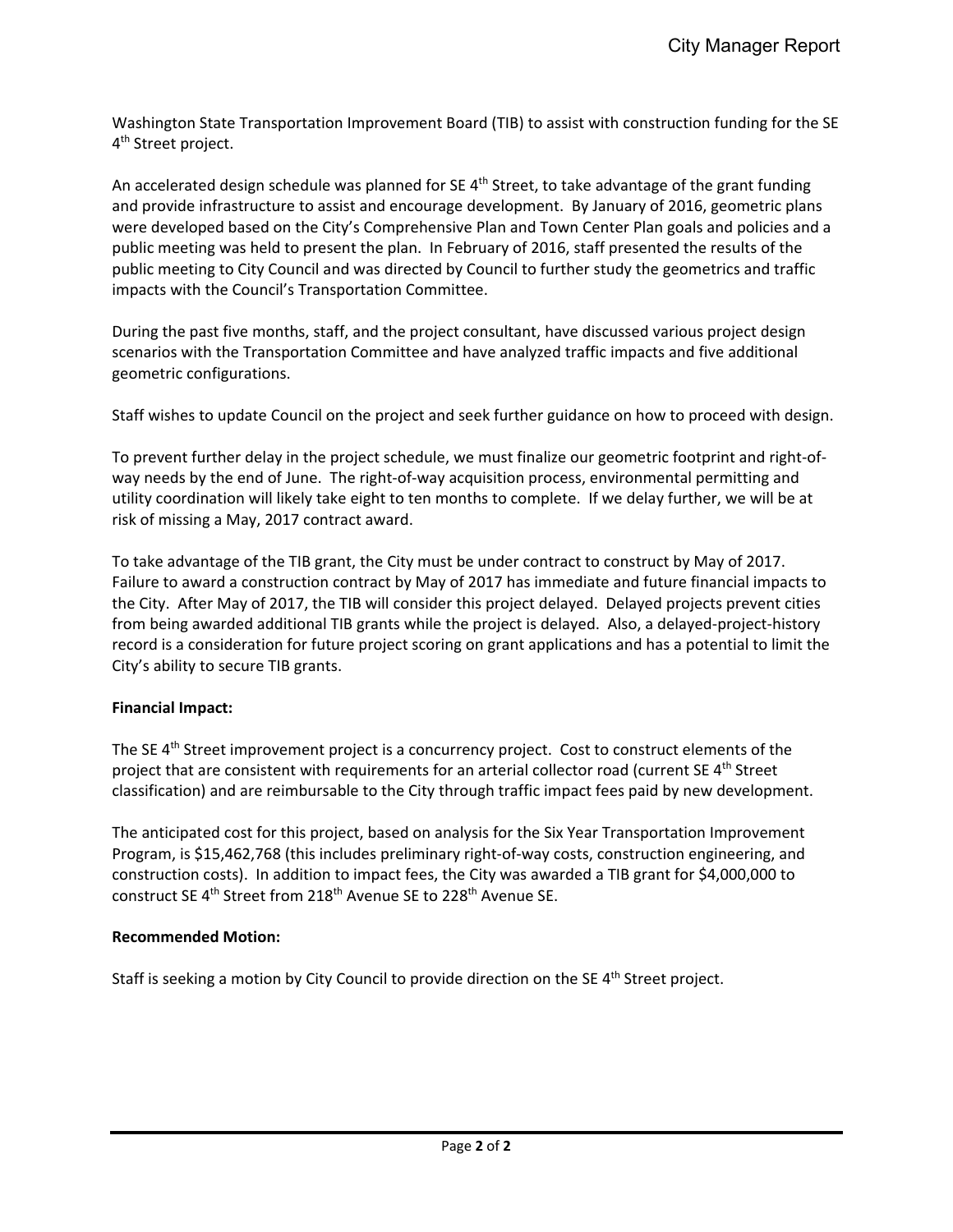Washington State Transportation Improvement Board (TIB) to assist with construction funding for the SE 4th Street project.

An accelerated design schedule was planned for SE 4th Street, to take advantage of the grant funding and provide infrastructure to assist and encourage development. By January of 2016, geometric plans were developed based on the City's Comprehensive Plan and Town Center Plan goals and policies and a public meeting was held to present the plan. In February of 2016, staff presented the results of the public meeting to City Council and was directed by Council to further study the geometrics and traffic impacts with the Council's Transportation Committee.

During the past five months, staff, and the project consultant, have discussed various project design scenarios with the Transportation Committee and have analyzed traffic impacts and five additional geometric configurations.

Staff wishes to update Council on the project and seek further guidance on how to proceed with design.

To prevent further delay in the project schedule, we must finalize our geometric footprint and right-of-way needs by the end of June. The right-of-way acquisition process, environmental permitting and utility coordination will likely take eight to ten months to complete. If we delay further, we will be at risk of missing a May, 2017 contract award.

To take advantage of the TIB grant, the City must be under contract to construct by May of 2017. Failure to award a construction contract by May of 2017 has immediate and future financial impacts to the City. After May of 2017, the TIB will consider this project delayed. Delayed projects prevent cities from being awarded additional TIB grants while the project is delayed. Also, a delayed-project-history record is a consideration for future project scoring on grant applications and has a potential to limit the City's ability to secure TIB grants.

**Financial Impact:**

The SE 4th Street improvement project is a concurrency project. Cost to construct elements of the project that are consistent with requirements for an arterial collector road (current SE 4th Street classification) and are reimbursable to the City through traffic impact fees paid by new development.

The anticipated cost for this project, based on analysis for the Six Year Transportation Improvement Program, is $15,462,768 (this includes preliminary right-of-way costs, construction engineering, and construction costs). In addition to impact fees, the City was awarded a TIB grant for $4,000,000 to construct SE 4th Street from 218th Avenue SE to 228th Avenue SE.

**Recommended Motion:**

Staff is seeking a motion by City Council to provide direction on the SE 4th Street project.